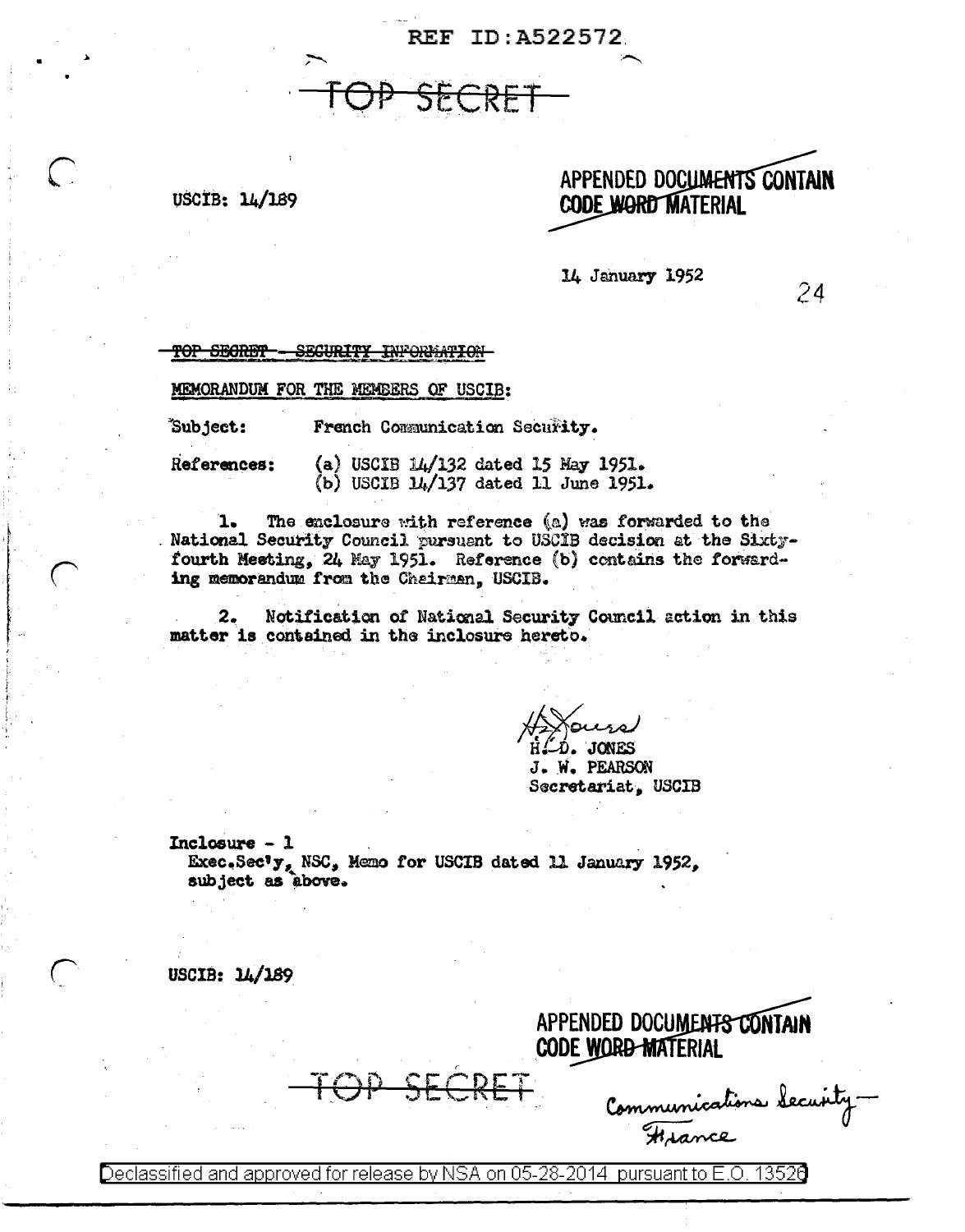REF ID:A522572

~~TOP SECRET~~

USCIB: 14/189

APPENDED DOCUMENTS CONTAIN CODE WORD MATERIAL

14 January 1952

24

~~TOP SECRET - SECURITY INFORMATION~~

MEMORANDUM FOR THE MEMBERS OF USCIB:

Subject: French Communication Security.

References: (a) USCIB 14/132 dated 15 May 1951.
(b) USCIB 14/137 dated 11 June 1951.

1. The enclosure with reference (a) was forwarded to the National Security Council pursuant to USCIB decision at the Sixty-fourth Meeting, 24 May 1951. Reference (b) contains the forwarding memorandum from the Chairman, USCIB.

2. Notification of National Security Council action in this matter is contained in the inclosure hereto.

H. D. JONES
J. W. PEARSON
Secretariat, USCIB

Inclosure - 1
Exec.Sec'y, NSC, Memo for USCIB dated 11 January 1952, subject as above.

USCIB: 14/189

APPENDED DOCUMENTS CONTAIN CODE WORD MATERIAL

~~TOP SECRET~~

Communications Security — France

Declassified and approved for release by NSA on 05-28-2014 pursuant to E.O. 13526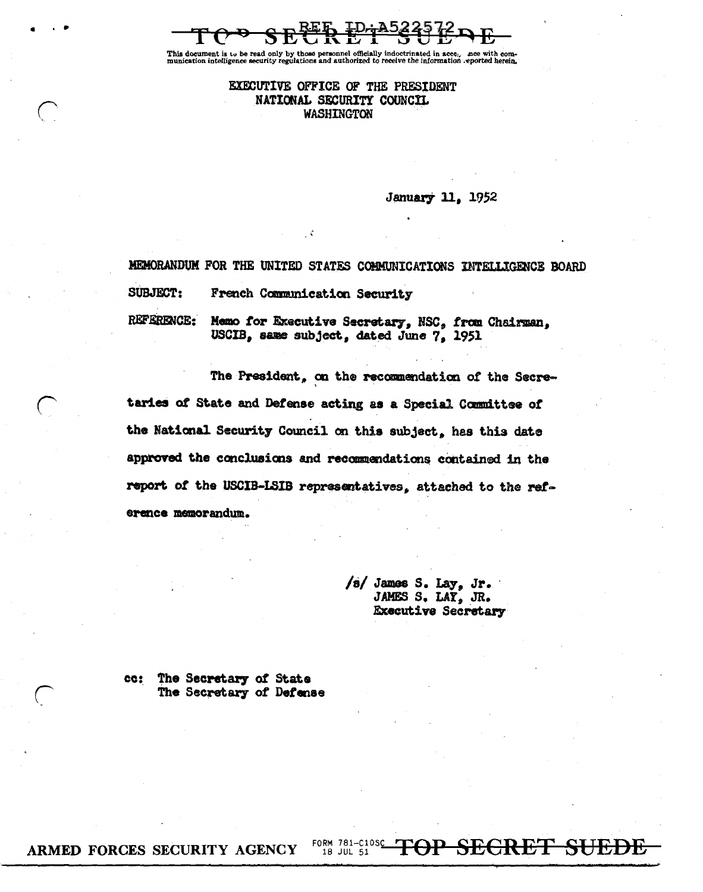TOP SECRET SUEDE

REF ID:A522572

This document is to be read only by those personnel officially indoctrinated in accordance with communication intelligence security regulations and authorized to receive the information reported herein.

EXECUTIVE OFFICE OF THE PRESIDENT
NATIONAL SECURITY COUNCIL
WASHINGTON

January 11, 1952

MEMORANDUM FOR THE UNITED STATES COMMUNICATIONS INTELLIGENCE BOARD

SUBJECT: French Communication Security

REFERENCE: Memo for Executive Secretary, NSC, from Chairman, USCIB, same subject, dated June 7, 1951

The President, on the recommendation of the Secretaries of State and Defense acting as a Special Committee of the National Security Council on this subject, has this date approved the conclusions and recommendations contained in the report of the USCIB-LSIB representatives, attached to the reference memorandum.

/s/ James S. Lay, Jr.
JAMES S. LAY, JR.
Executive Secretary

cc: The Secretary of State
The Secretary of Defense

ARMED FORCES SECURITY AGENCY FORM 781-C10SC 18 JUL 51 TOP SECRET SUEDE